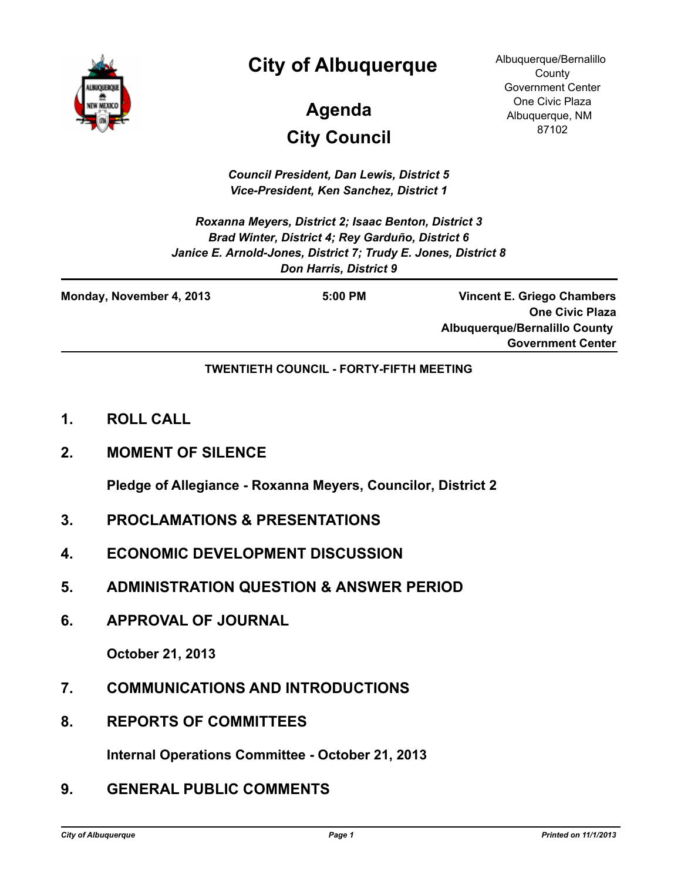# City of Albuquerque

## Agenda

## City Council

Albuquerque/Bernalillo County Government Center
One Civic Plaza
Albuquerque, NM 87102

*Council President, Dan Lewis, District 5*
*Vice-President, Ken Sanchez, District 1*

*Roxanna Meyers, District 2; Isaac Benton, District 3*
*Brad Winter, District 4; Rey Garduño, District 6*
*Janice E. Arnold-Jones, District 7; Trudy E. Jones, District 8*
*Don Harris, District 9*

**Monday, November 4, 2013** | **5:00 PM** | **Vincent E. Griego Chambers, One Civic Plaza, Albuquerque/Bernalillo County Government Center**

**TWENTIETH COUNCIL - FORTY-FIFTH MEETING**

## 1. ROLL CALL

## 2. MOMENT OF SILENCE

**Pledge of Allegiance - Roxanna Meyers, Councilor, District 2**

## 3. PROCLAMATIONS & PRESENTATIONS

## 4. ECONOMIC DEVELOPMENT DISCUSSION

## 5. ADMINISTRATION QUESTION & ANSWER PERIOD

## 6. APPROVAL OF JOURNAL

**October 21, 2013**

## 7. COMMUNICATIONS AND INTRODUCTIONS

## 8. REPORTS OF COMMITTEES

**Internal Operations Committee - October 21, 2013**

## 9. GENERAL PUBLIC COMMENTS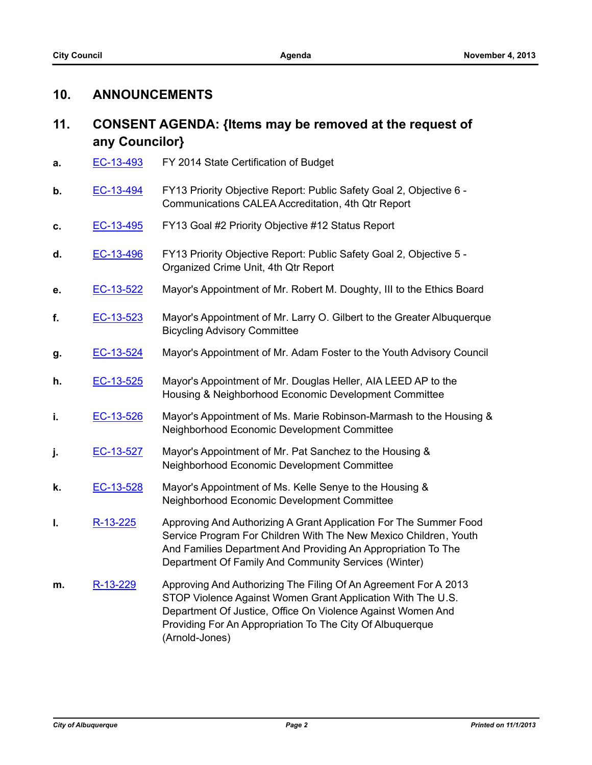## 10. ANNOUNCEMENTS

## 11. CONSENT AGENDA: {Items may be removed at the request of any Councilor}

**a.** EC-13-493 FY 2014 State Certification of Budget

**b.** EC-13-494 FY13 Priority Objective Report: Public Safety Goal 2, Objective 6 - Communications CALEA Accreditation, 4th Qtr Report

**c.** EC-13-495 FY13 Goal #2 Priority Objective #12 Status Report

**d.** EC-13-496 FY13 Priority Objective Report: Public Safety Goal 2, Objective 5 - Organized Crime Unit, 4th Qtr Report

**e.** EC-13-522 Mayor's Appointment of Mr. Robert M. Doughty, III to the Ethics Board

**f.** EC-13-523 Mayor's Appointment of Mr. Larry O. Gilbert to the Greater Albuquerque Bicycling Advisory Committee

**g.** EC-13-524 Mayor's Appointment of Mr. Adam Foster to the Youth Advisory Council

**h.** EC-13-525 Mayor's Appointment of Mr. Douglas Heller, AIA LEED AP to the Housing & Neighborhood Economic Development Committee

**i.** EC-13-526 Mayor's Appointment of Ms. Marie Robinson-Marmash to the Housing & Neighborhood Economic Development Committee

**j.** EC-13-527 Mayor's Appointment of Mr. Pat Sanchez to the Housing & Neighborhood Economic Development Committee

**k.** EC-13-528 Mayor's Appointment of Ms. Kelle Senye to the Housing & Neighborhood Economic Development Committee

**l.** R-13-225 Approving And Authorizing A Grant Application For The Summer Food Service Program For Children With The New Mexico Children, Youth And Families Department And Providing An Appropriation To The Department Of Family And Community Services (Winter)

**m.** R-13-229 Approving And Authorizing The Filing Of An Agreement For A 2013 STOP Violence Against Women Grant Application With The U.S. Department Of Justice, Office On Violence Against Women And Providing For An Appropriation To The City Of Albuquerque (Arnold-Jones)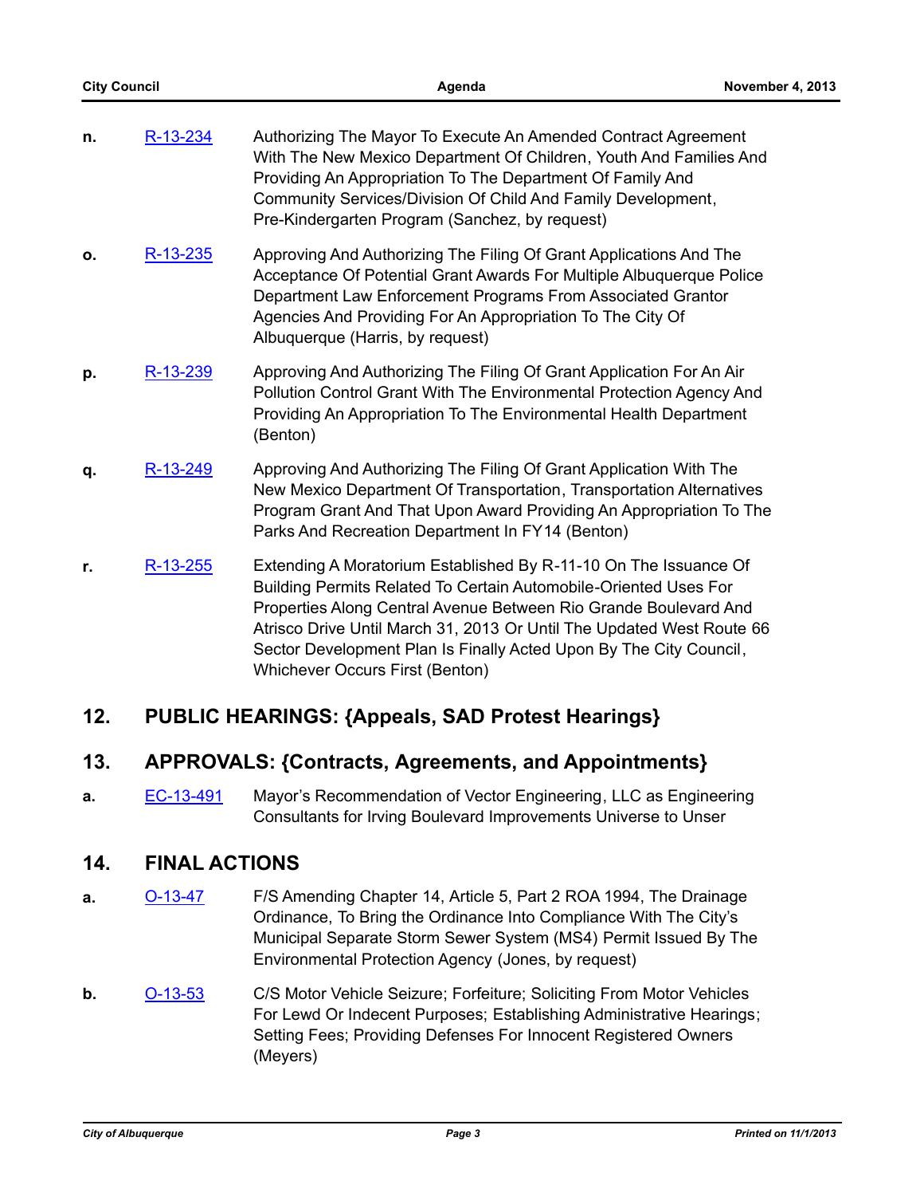- **n.** R-13-234 Authorizing The Mayor To Execute An Amended Contract Agreement With The New Mexico Department Of Children, Youth And Families And Providing An Appropriation To The Department Of Family And Community Services/Division Of Child And Family Development, Pre-Kindergarten Program (Sanchez, by request)

- **o.** R-13-235 Approving And Authorizing The Filing Of Grant Applications And The Acceptance Of Potential Grant Awards For Multiple Albuquerque Police Department Law Enforcement Programs From Associated Grantor Agencies And Providing For An Appropriation To The City Of Albuquerque (Harris, by request)

- **p.** R-13-239 Approving And Authorizing The Filing Of Grant Application For An Air Pollution Control Grant With The Environmental Protection Agency And Providing An Appropriation To The Environmental Health Department (Benton)

- **q.** R-13-249 Approving And Authorizing The Filing Of Grant Application With The New Mexico Department Of Transportation, Transportation Alternatives Program Grant And That Upon Award Providing An Appropriation To The Parks And Recreation Department In FY14 (Benton)

- **r.** R-13-255 Extending A Moratorium Established By R-11-10 On The Issuance Of Building Permits Related To Certain Automobile-Oriented Uses For Properties Along Central Avenue Between Rio Grande Boulevard And Atrisco Drive Until March 31, 2013 Or Until The Updated West Route 66 Sector Development Plan Is Finally Acted Upon By The City Council, Whichever Occurs First (Benton)

## 12. PUBLIC HEARINGS: {Appeals, SAD Protest Hearings}

## 13. APPROVALS: {Contracts, Agreements, and Appointments}

- **a.** EC-13-491 Mayor's Recommendation of Vector Engineering, LLC as Engineering Consultants for Irving Boulevard Improvements Universe to Unser

## 14. FINAL ACTIONS

- **a.** O-13-47 F/S Amending Chapter 14, Article 5, Part 2 ROA 1994, The Drainage Ordinance, To Bring the Ordinance Into Compliance With The City's Municipal Separate Storm Sewer System (MS4) Permit Issued By The Environmental Protection Agency (Jones, by request)

- **b.** O-13-53 C/S Motor Vehicle Seizure; Forfeiture; Soliciting From Motor Vehicles For Lewd Or Indecent Purposes; Establishing Administrative Hearings; Setting Fees; Providing Defenses For Innocent Registered Owners (Meyers)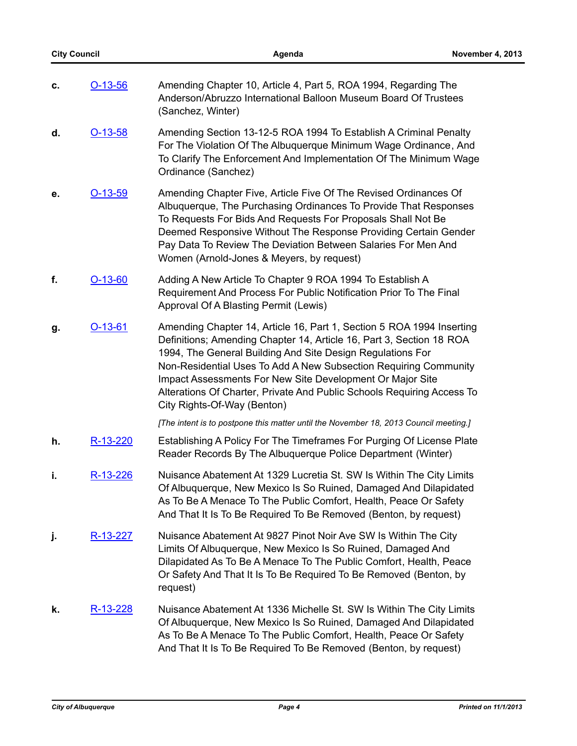**c.** O-13-56 Amending Chapter 10, Article 4, Part 5, ROA 1994, Regarding The Anderson/Abruzzo International Balloon Museum Board Of Trustees (Sanchez, Winter)

**d.** O-13-58 Amending Section 13-12-5 ROA 1994 To Establish A Criminal Penalty For The Violation Of The Albuquerque Minimum Wage Ordinance, And To Clarify The Enforcement And Implementation Of The Minimum Wage Ordinance (Sanchez)

**e.** O-13-59 Amending Chapter Five, Article Five Of The Revised Ordinances Of Albuquerque, The Purchasing Ordinances To Provide That Responses To Requests For Bids And Requests For Proposals Shall Not Be Deemed Responsive Without The Response Providing Certain Gender Pay Data To Review The Deviation Between Salaries For Men And Women (Arnold-Jones & Meyers, by request)

**f.** O-13-60 Adding A New Article To Chapter 9 ROA 1994 To Establish A Requirement And Process For Public Notification Prior To The Final Approval Of A Blasting Permit (Lewis)

**g.** O-13-61 Amending Chapter 14, Article 16, Part 1, Section 5 ROA 1994 Inserting Definitions; Amending Chapter 14, Article 16, Part 3, Section 18 ROA 1994, The General Building And Site Design Regulations For Non-Residential Uses To Add A New Subsection Requiring Community Impact Assessments For New Site Development Or Major Site Alterations Of Charter, Private And Public Schools Requiring Access To City Rights-Of-Way (Benton)

*[The intent is to postpone this matter until the November 18, 2013 Council meeting.]*

**h.** R-13-220 Establishing A Policy For The Timeframes For Purging Of License Plate Reader Records By The Albuquerque Police Department (Winter)

**i.** R-13-226 Nuisance Abatement At 1329 Lucretia St. SW Is Within The City Limits Of Albuquerque, New Mexico Is So Ruined, Damaged And Dilapidated As To Be A Menace To The Public Comfort, Health, Peace Or Safety And That It Is To Be Required To Be Removed (Benton, by request)

**j.** R-13-227 Nuisance Abatement At 9827 Pinot Noir Ave SW Is Within The City Limits Of Albuquerque, New Mexico Is So Ruined, Damaged And Dilapidated As To Be A Menace To The Public Comfort, Health, Peace Or Safety And That It Is To Be Required To Be Removed (Benton, by request)

**k.** R-13-228 Nuisance Abatement At 1336 Michelle St. SW Is Within The City Limits Of Albuquerque, New Mexico Is So Ruined, Damaged And Dilapidated As To Be A Menace To The Public Comfort, Health, Peace Or Safety And That It Is To Be Required To Be Removed (Benton, by request)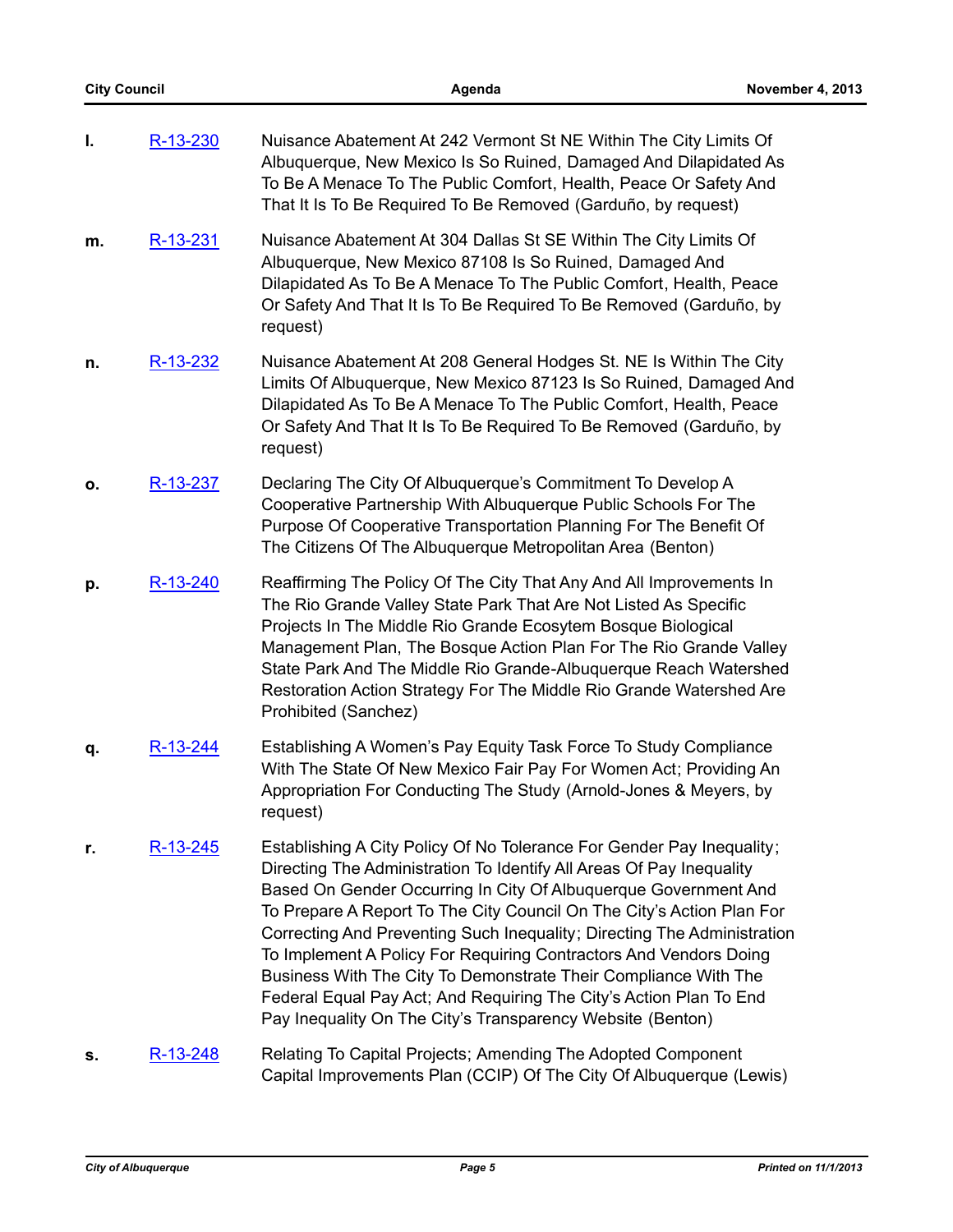**l.** R-13-230 Nuisance Abatement At 242 Vermont St NE Within The City Limits Of Albuquerque, New Mexico Is So Ruined, Damaged And Dilapidated As To Be A Menace To The Public Comfort, Health, Peace Or Safety And That It Is To Be Required To Be Removed (Garduño, by request)

**m.** R-13-231 Nuisance Abatement At 304 Dallas St SE Within The City Limits Of Albuquerque, New Mexico 87108 Is So Ruined, Damaged And Dilapidated As To Be A Menace To The Public Comfort, Health, Peace Or Safety And That It Is To Be Required To Be Removed (Garduño, by request)

**n.** R-13-232 Nuisance Abatement At 208 General Hodges St. NE Is Within The City Limits Of Albuquerque, New Mexico 87123 Is So Ruined, Damaged And Dilapidated As To Be A Menace To The Public Comfort, Health, Peace Or Safety And That It Is To Be Required To Be Removed (Garduño, by request)

**o.** R-13-237 Declaring The City Of Albuquerque's Commitment To Develop A Cooperative Partnership With Albuquerque Public Schools For The Purpose Of Cooperative Transportation Planning For The Benefit Of The Citizens Of The Albuquerque Metropolitan Area (Benton)

**p.** R-13-240 Reaffirming The Policy Of The City That Any And All Improvements In The Rio Grande Valley State Park That Are Not Listed As Specific Projects In The Middle Rio Grande Ecosytem Bosque Biological Management Plan, The Bosque Action Plan For The Rio Grande Valley State Park And The Middle Rio Grande-Albuquerque Reach Watershed Restoration Action Strategy For The Middle Rio Grande Watershed Are Prohibited (Sanchez)

**q.** R-13-244 Establishing A Women's Pay Equity Task Force To Study Compliance With The State Of New Mexico Fair Pay For Women Act; Providing An Appropriation For Conducting The Study (Arnold-Jones & Meyers, by request)

**r.** R-13-245 Establishing A City Policy Of No Tolerance For Gender Pay Inequality; Directing The Administration To Identify All Areas Of Pay Inequality Based On Gender Occurring In City Of Albuquerque Government And To Prepare A Report To The City Council On The City's Action Plan For Correcting And Preventing Such Inequality; Directing The Administration To Implement A Policy For Requiring Contractors And Vendors Doing Business With The City To Demonstrate Their Compliance With The Federal Equal Pay Act; And Requiring The City's Action Plan To End Pay Inequality On The City's Transparency Website (Benton)

**s.** R-13-248 Relating To Capital Projects; Amending The Adopted Component Capital Improvements Plan (CCIP) Of The City Of Albuquerque (Lewis)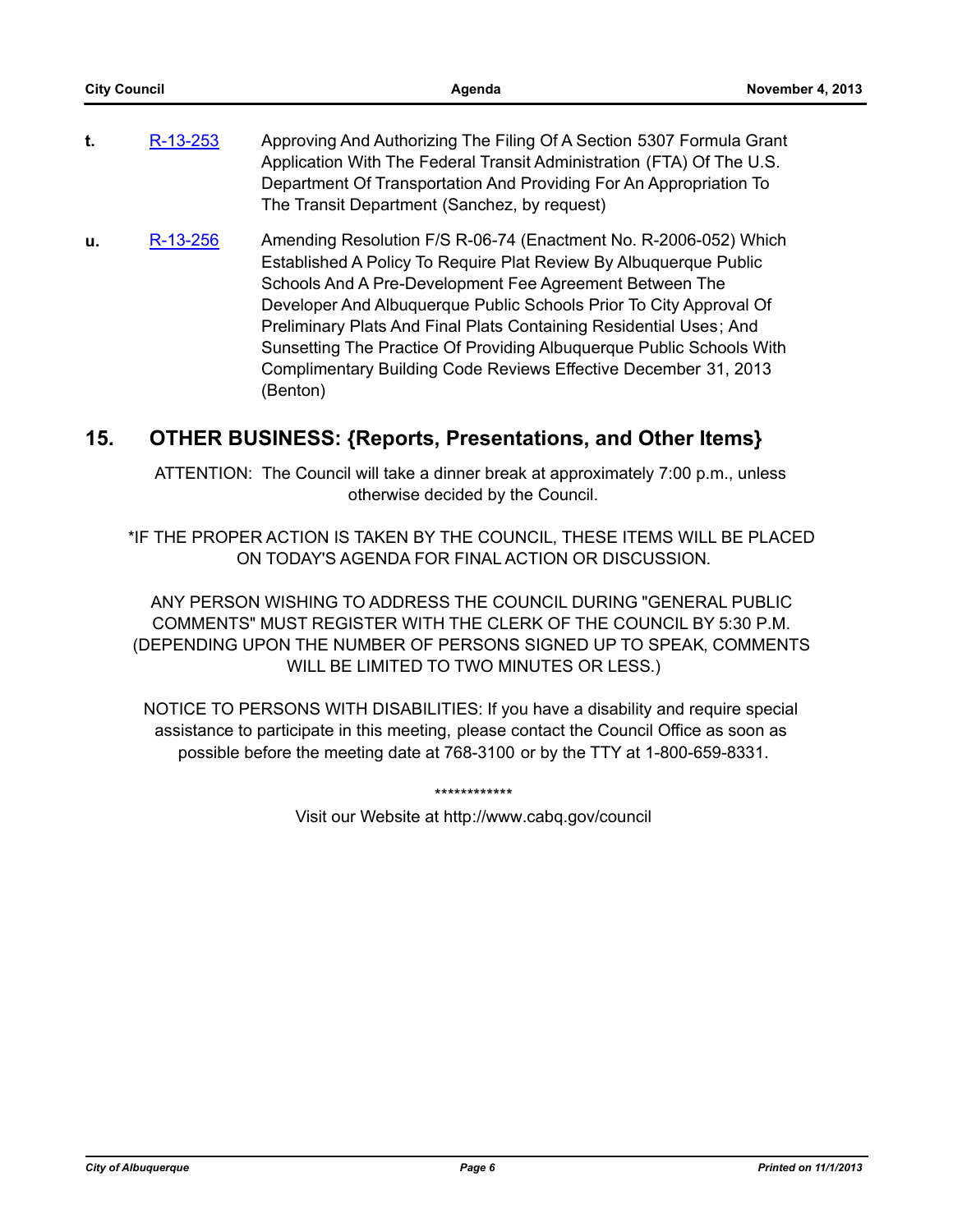**t.** [R-13-253] Approving And Authorizing The Filing Of A Section 5307 Formula Grant Application With The Federal Transit Administration (FTA) Of The U.S. Department Of Transportation And Providing For An Appropriation To The Transit Department (Sanchez, by request)

**u.** [R-13-256] Amending Resolution F/S R-06-74 (Enactment No. R-2006-052) Which Established A Policy To Require Plat Review By Albuquerque Public Schools And A Pre-Development Fee Agreement Between The Developer And Albuquerque Public Schools Prior To City Approval Of Preliminary Plats And Final Plats Containing Residential Uses; And Sunsetting The Practice Of Providing Albuquerque Public Schools With Complimentary Building Code Reviews Effective December 31, 2013 (Benton)

## 15. OTHER BUSINESS: {Reports, Presentations, and Other Items}

ATTENTION: The Council will take a dinner break at approximately 7:00 p.m., unless otherwise decided by the Council.

*IF THE PROPER ACTION IS TAKEN BY THE COUNCIL, THESE ITEMS WILL BE PLACED ON TODAY'S AGENDA FOR FINAL ACTION OR DISCUSSION.

ANY PERSON WISHING TO ADDRESS THE COUNCIL DURING "GENERAL PUBLIC COMMENTS" MUST REGISTER WITH THE CLERK OF THE COUNCIL BY 5:30 P.M. (DEPENDING UPON THE NUMBER OF PERSONS SIGNED UP TO SPEAK, COMMENTS WILL BE LIMITED TO TWO MINUTES OR LESS.)

NOTICE TO PERSONS WITH DISABILITIES: If you have a disability and require special assistance to participate in this meeting, please contact the Council Office as soon as possible before the meeting date at 768-3100 or by the TTY at 1-800-659-8331.

************

Visit our Website at http://www.cabq.gov/council